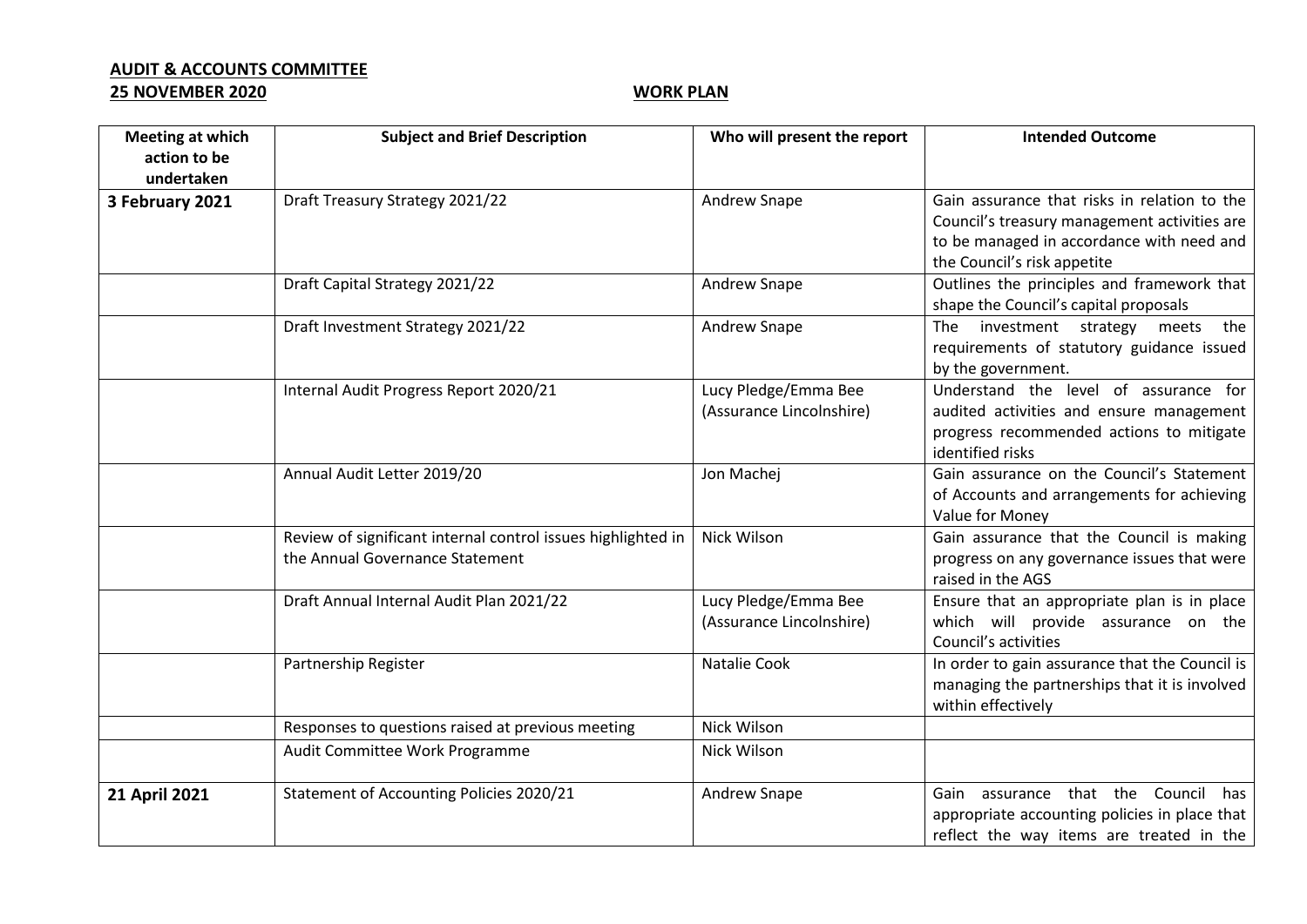**AUDIT & ACCOUNTS COMMITTEE**
**25 NOVEMBER 2020** **WORK PLAN**

| Meeting at which action to be undertaken | Subject and Brief Description | Who will present the report | Intended Outcome |
|---|---|---|---|
| **3 February 2021** | Draft Treasury Strategy 2021/22 | Andrew Snape | Gain assurance that risks in relation to the Council's treasury management activities are to be managed in accordance with need and the Council's risk appetite |
| | Draft Capital Strategy 2021/22 | Andrew Snape | Outlines the principles and framework that shape the Council's capital proposals |
| | Draft Investment Strategy 2021/22 | Andrew Snape | The investment strategy meets the requirements of statutory guidance issued by the government. |
| | Internal Audit Progress Report 2020/21 | Lucy Pledge/Emma Bee (Assurance Lincolnshire) | Understand the level of assurance for audited activities and ensure management progress recommended actions to mitigate identified risks |
| | Annual Audit Letter 2019/20 | Jon Machej | Gain assurance on the Council's Statement of Accounts and arrangements for achieving Value for Money |
| | Review of significant internal control issues highlighted in the Annual Governance Statement | Nick Wilson | Gain assurance that the Council is making progress on any governance issues that were raised in the AGS |
| | Draft Annual Internal Audit Plan 2021/22 | Lucy Pledge/Emma Bee (Assurance Lincolnshire) | Ensure that an appropriate plan is in place which will provide assurance on the Council's activities |
| | Partnership Register | Natalie Cook | In order to gain assurance that the Council is managing the partnerships that it is involved within effectively |
| | Responses to questions raised at previous meeting | Nick Wilson | |
| | Audit Committee Work Programme | Nick Wilson | |
| **21 April 2021** | Statement of Accounting Policies 2020/21 | Andrew Snape | Gain assurance that the Council has appropriate accounting policies in place that reflect the way items are treated in the |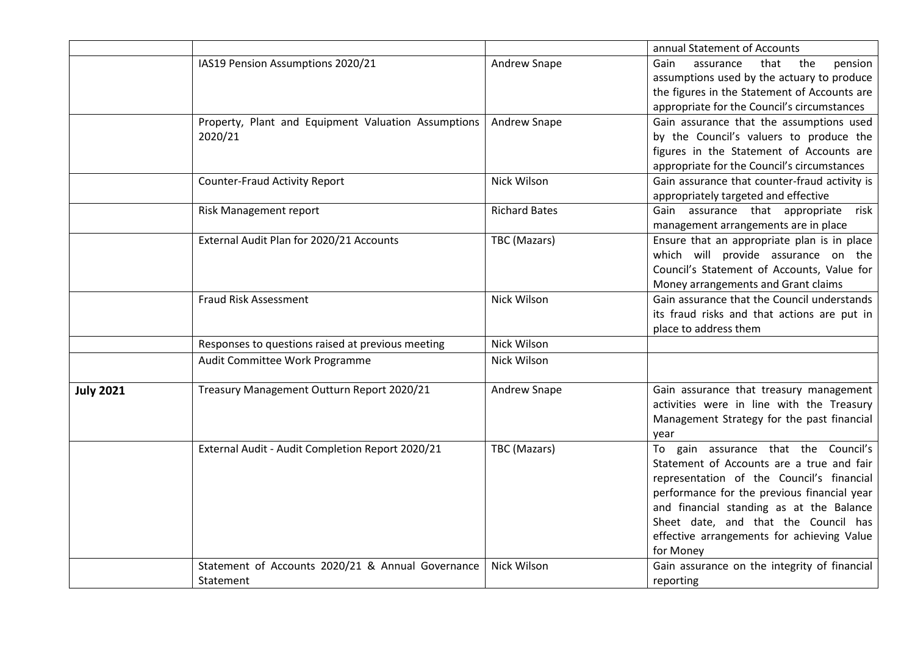| | | | |
|---|---|---|---|
| | | | annual Statement of Accounts |
| | IAS19 Pension Assumptions 2020/21 | Andrew Snape | Gain assurance that the pension assumptions used by the actuary to produce the figures in the Statement of Accounts are appropriate for the Council's circumstances |
| | Property, Plant and Equipment Valuation Assumptions 2020/21 | Andrew Snape | Gain assurance that the assumptions used by the Council's valuers to produce the figures in the Statement of Accounts are appropriate for the Council's circumstances |
| | Counter-Fraud Activity Report | Nick Wilson | Gain assurance that counter-fraud activity is appropriately targeted and effective |
| | Risk Management report | Richard Bates | Gain assurance that appropriate risk management arrangements are in place |
| | External Audit Plan for 2020/21 Accounts | TBC (Mazars) | Ensure that an appropriate plan is in place which will provide assurance on the Council's Statement of Accounts, Value for Money arrangements and Grant claims |
| | Fraud Risk Assessment | Nick Wilson | Gain assurance that the Council understands its fraud risks and that actions are put in place to address them |
| | Responses to questions raised at previous meeting | Nick Wilson | |
| | Audit Committee Work Programme | Nick Wilson | |
| **July 2021** | Treasury Management Outturn Report 2020/21 | Andrew Snape | Gain assurance that treasury management activities were in line with the Treasury Management Strategy for the past financial year |
| | External Audit - Audit Completion Report 2020/21 | TBC (Mazars) | To gain assurance that the Council's Statement of Accounts are a true and fair representation of the Council's financial performance for the previous financial year and financial standing as at the Balance Sheet date, and that the Council has effective arrangements for achieving Value for Money |
| | Statement of Accounts 2020/21 & Annual Governance Statement | Nick Wilson | Gain assurance on the integrity of financial reporting |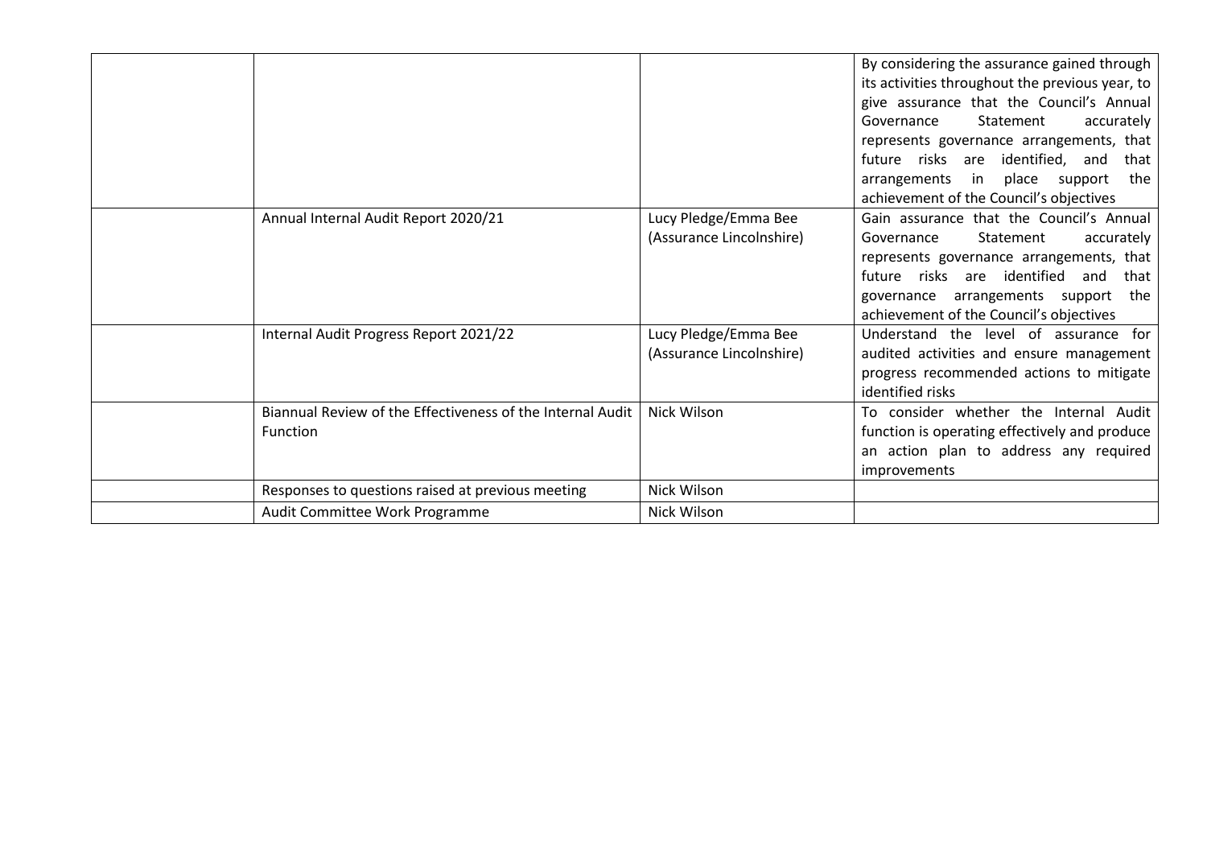| | | | |
|---|---|---|---|
| | | | By considering the assurance gained through its activities throughout the previous year, to give assurance that the Council's Annual Governance Statement accurately represents governance arrangements, that future risks are identified, and that arrangements in place support the achievement of the Council's objectives |
| | Annual Internal Audit Report 2020/21 | Lucy Pledge/Emma Bee (Assurance Lincolnshire) | Gain assurance that the Council's Annual Governance Statement accurately represents governance arrangements, that future risks are identified and that governance arrangements support the achievement of the Council's objectives |
| | Internal Audit Progress Report 2021/22 | Lucy Pledge/Emma Bee (Assurance Lincolnshire) | Understand the level of assurance for audited activities and ensure management progress recommended actions to mitigate identified risks |
| | Biannual Review of the Effectiveness of the Internal Audit Function | Nick Wilson | To consider whether the Internal Audit function is operating effectively and produce an action plan to address any required improvements |
| | Responses to questions raised at previous meeting | Nick Wilson | |
| | Audit Committee Work Programme | Nick Wilson | |